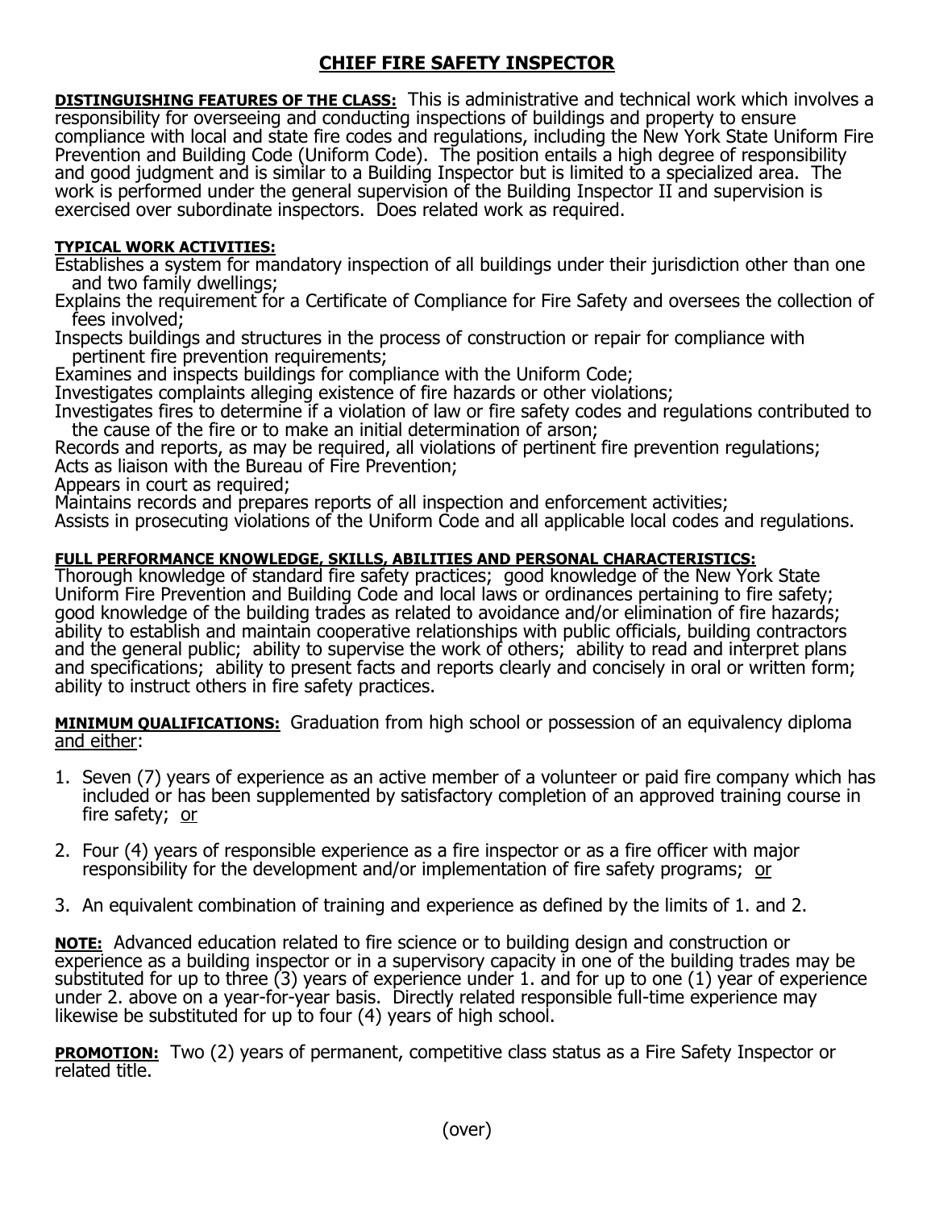# CHIEF FIRE SAFETY INSPECTOR

**DISTINGUISHING FEATURES OF THE CLASS:** This is administrative and technical work which involves a responsibility for overseeing and conducting inspections of buildings and property to ensure compliance with local and state fire codes and regulations, including the New York State Uniform Fire Prevention and Building Code (Uniform Code). The position entails a high degree of responsibility and good judgment and is similar to a Building Inspector but is limited to a specialized area. The work is performed under the general supervision of the Building Inspector II and supervision is exercised over subordinate inspectors. Does related work as required.

**TYPICAL WORK ACTIVITIES:**

Establishes a system for mandatory inspection of all buildings under their jurisdiction other than one and two family dwellings;
Explains the requirement for a Certificate of Compliance for Fire Safety and oversees the collection of fees involved;
Inspects buildings and structures in the process of construction or repair for compliance with pertinent fire prevention requirements;
Examines and inspects buildings for compliance with the Uniform Code;
Investigates complaints alleging existence of fire hazards or other violations;
Investigates fires to determine if a violation of law or fire safety codes and regulations contributed to the cause of the fire or to make an initial determination of arson;
Records and reports, as may be required, all violations of pertinent fire prevention regulations;
Acts as liaison with the Bureau of Fire Prevention;
Appears in court as required;
Maintains records and prepares reports of all inspection and enforcement activities;
Assists in prosecuting violations of the Uniform Code and all applicable local codes and regulations.

**FULL PERFORMANCE KNOWLEDGE, SKILLS, ABILITIES AND PERSONAL CHARACTERISTICS:**
Thorough knowledge of standard fire safety practices; good knowledge of the New York State Uniform Fire Prevention and Building Code and local laws or ordinances pertaining to fire safety; good knowledge of the building trades as related to avoidance and/or elimination of fire hazards; ability to establish and maintain cooperative relationships with public officials, building contractors and the general public; ability to supervise the work of others; ability to read and interpret plans and specifications; ability to present facts and reports clearly and concisely in oral or written form; ability to instruct others in fire safety practices.

**MINIMUM QUALIFICATIONS:** Graduation from high school or possession of an equivalency diploma and either:

1. Seven (7) years of experience as an active member of a volunteer or paid fire company which has included or has been supplemented by satisfactory completion of an approved training course in fire safety; or

2. Four (4) years of responsible experience as a fire inspector or as a fire officer with major responsibility for the development and/or implementation of fire safety programs; or

3. An equivalent combination of training and experience as defined by the limits of 1. and 2.

**NOTE:** Advanced education related to fire science or to building design and construction or experience as a building inspector or in a supervisory capacity in one of the building trades may be substituted for up to three (3) years of experience under 1. and for up to one (1) year of experience under 2. above on a year-for-year basis. Directly related responsible full-time experience may likewise be substituted for up to four (4) years of high school.

**PROMOTION:** Two (2) years of permanent, competitive class status as a Fire Safety Inspector or related title.

(over)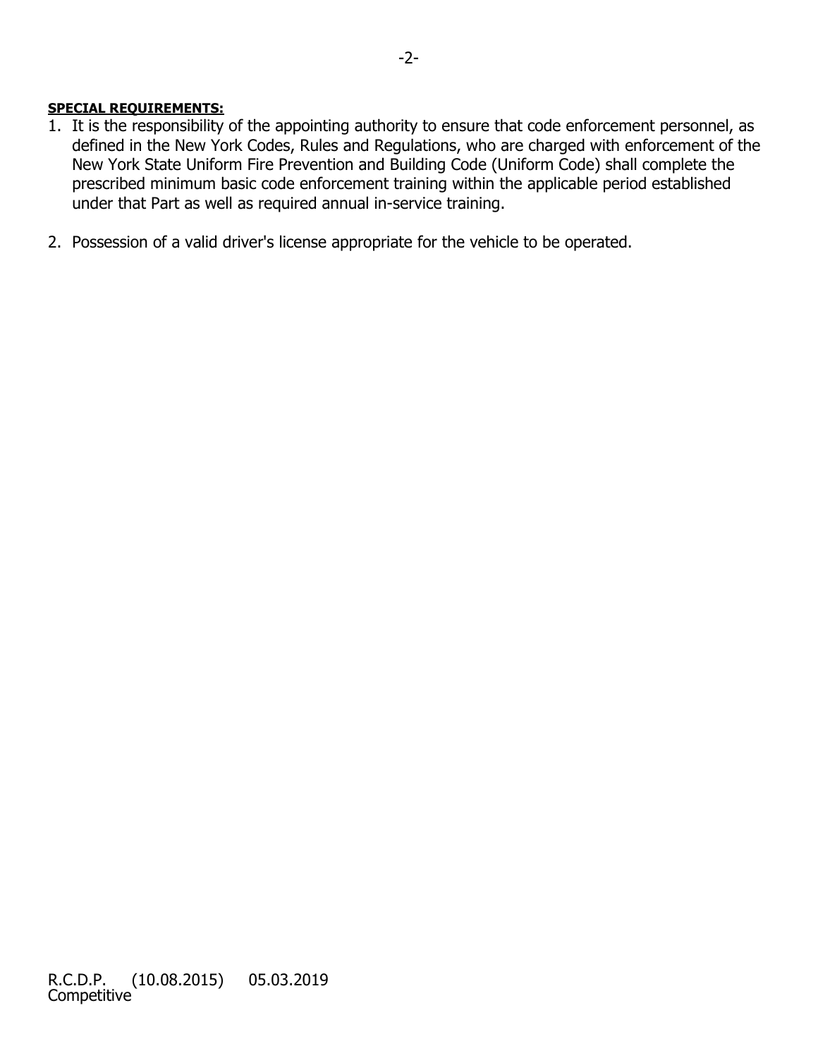**SPECIAL REQUIREMENTS:**

1. It is the responsibility of the appointing authority to ensure that code enforcement personnel, as defined in the New York Codes, Rules and Regulations, who are charged with enforcement of the New York State Uniform Fire Prevention and Building Code (Uniform Code) shall complete the prescribed minimum basic code enforcement training within the applicable period established under that Part as well as required annual in-service training.

2. Possession of a valid driver's license appropriate for the vehicle to be operated.

R.C.D.P. (10.08.2015) 05.03.2019
Competitive